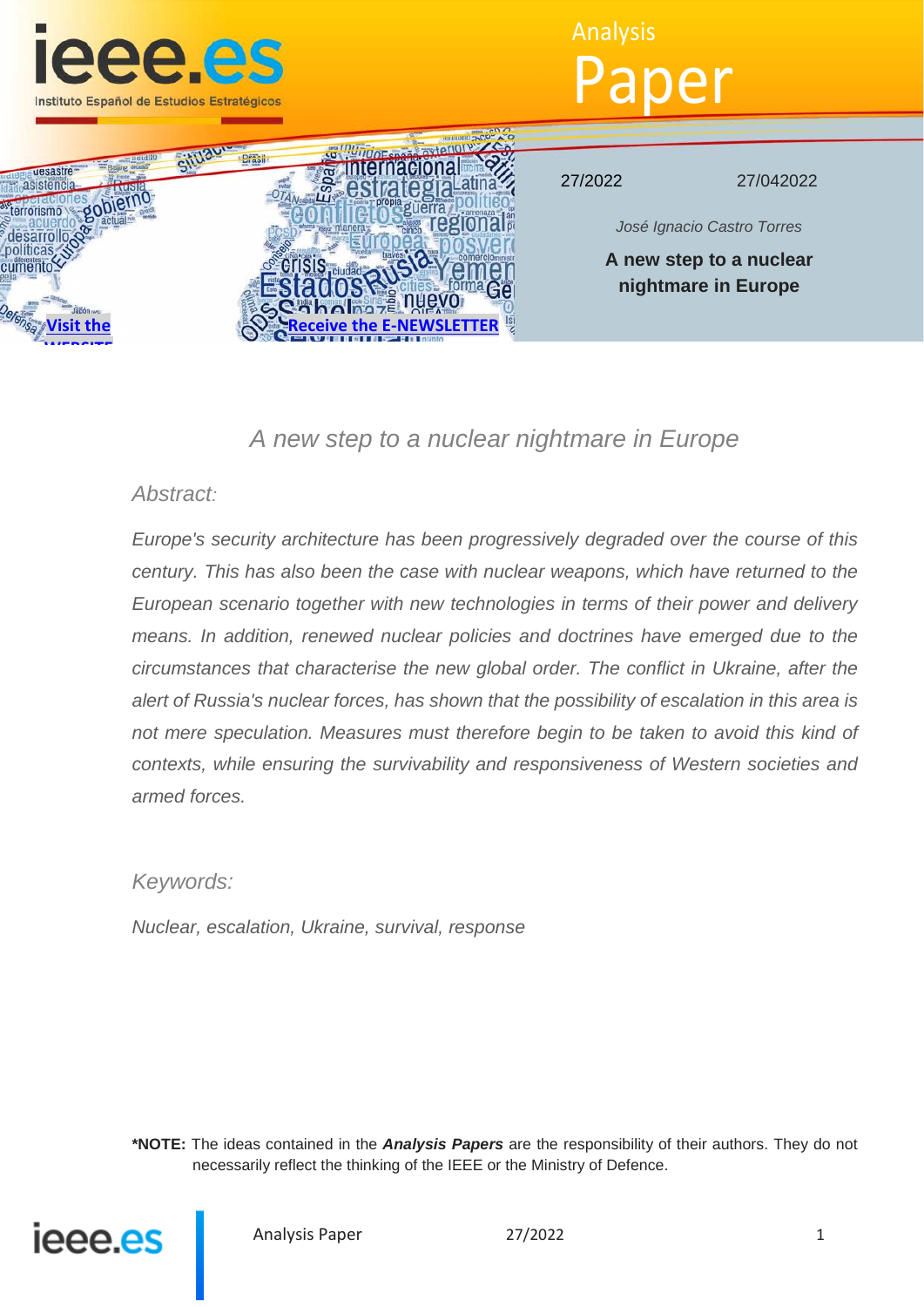# Analysis Paper

27/2022 27/042022

*José Ignacio Castro Torres*

**A new step to a nuclear nightmare in Europe**

[Visit the WEBSITE](#) [Receive the E-NEWSLETTER](#)

## *A new step to a nuclear nightmare in Europe*

### *Abstract:*

*Europe's security architecture has been progressively degraded over the course of this century. This has also been the case with nuclear weapons, which have returned to the European scenario together with new technologies in terms of their power and delivery means. In addition, renewed nuclear policies and doctrines have emerged due to the circumstances that characterise the new global order. The conflict in Ukraine, after the alert of Russia's nuclear forces, has shown that the possibility of escalation in this area is not mere speculation. Measures must therefore begin to be taken to avoid this kind of contexts, while ensuring the survivability and responsiveness of Western societies and armed forces.*

### *Keywords:*

*Nuclear, escalation, Ukraine, survival, response*

**\*NOTE:** The ideas contained in the ***Analysis Papers*** are the responsibility of their authors. They do not necessarily reflect the thinking of the IEEE or the Ministry of Defence.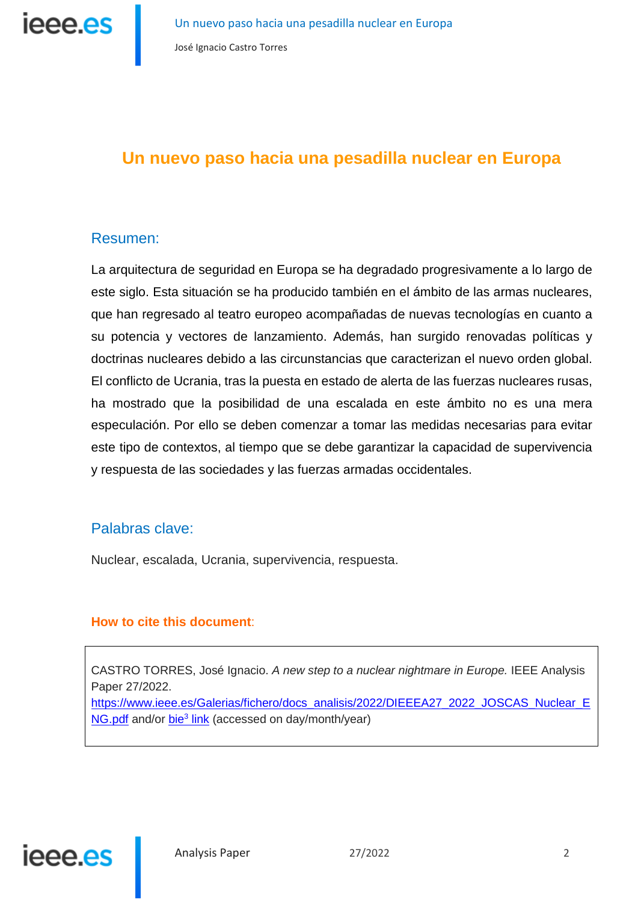# Un nuevo paso hacia una pesadilla nuclear en Europa

## Resumen:

La arquitectura de seguridad en Europa se ha degradado progresivamente a lo largo de este siglo. Esta situación se ha producido también en el ámbito de las armas nucleares, que han regresado al teatro europeo acompañadas de nuevas tecnologías en cuanto a su potencia y vectores de lanzamiento. Además, han surgido renovadas políticas y doctrinas nucleares debido a las circunstancias que caracterizan el nuevo orden global. El conflicto de Ucrania, tras la puesta en estado de alerta de las fuerzas nucleares rusas, ha mostrado que la posibilidad de una escalada en este ámbito no es una mera especulación. Por ello se deben comenzar a tomar las medidas necesarias para evitar este tipo de contextos, al tiempo que se debe garantizar la capacidad de supervivencia y respuesta de las sociedades y las fuerzas armadas occidentales.

## Palabras clave:

Nuclear, escalada, Ucrania, supervivencia, respuesta.

**How to cite this document**:

> CASTRO TORRES, José Ignacio. *A new step to a nuclear nightmare in Europe.* IEEE Analysis Paper 27/2022.
> https://www.ieee.es/Galerias/fichero/docs_analisis/2022/DIEEEA27_2022_JOSCAS_Nuclear_ENG.pdf and/or bie[3] link (accessed on day/month/year)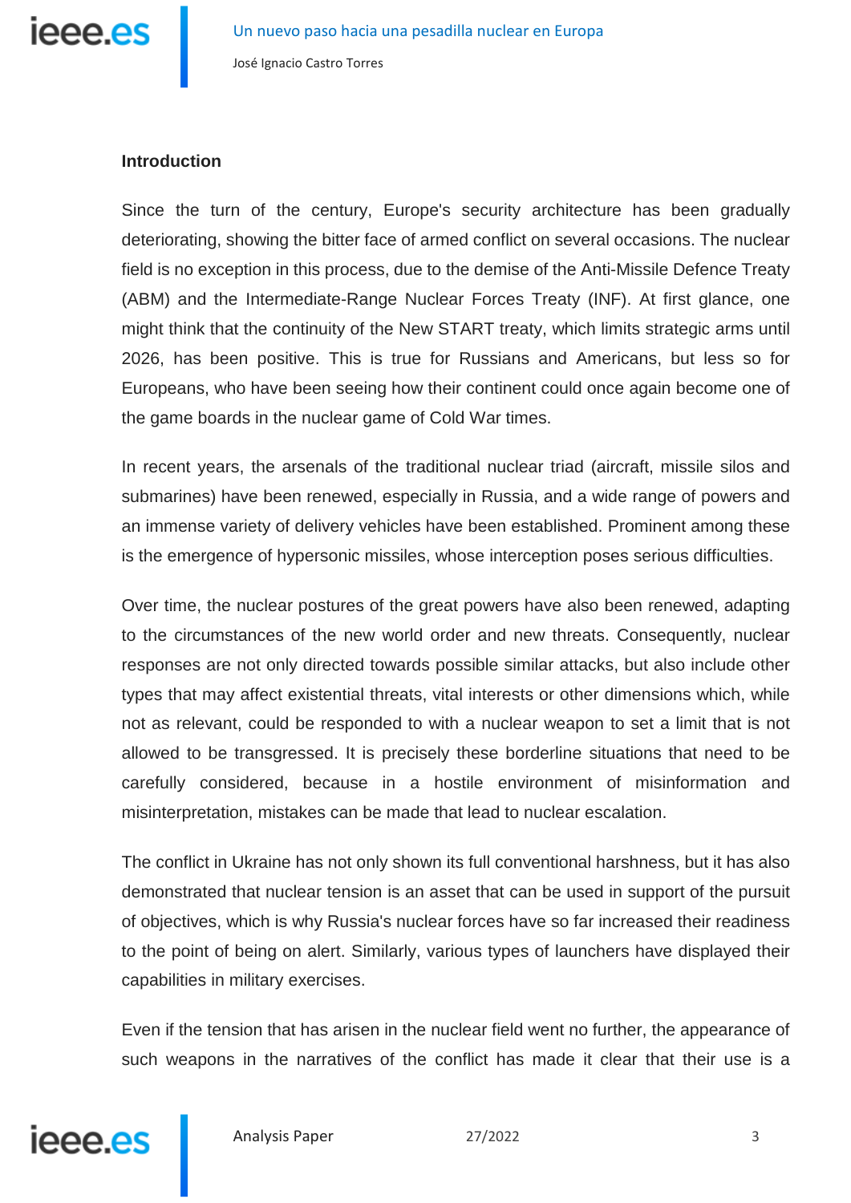## Introduction

Since the turn of the century, Europe's security architecture has been gradually deteriorating, showing the bitter face of armed conflict on several occasions. The nuclear field is no exception in this process, due to the demise of the Anti-Missile Defence Treaty (ABM) and the Intermediate-Range Nuclear Forces Treaty (INF). At first glance, one might think that the continuity of the New START treaty, which limits strategic arms until 2026, has been positive. This is true for Russians and Americans, but less so for Europeans, who have been seeing how their continent could once again become one of the game boards in the nuclear game of Cold War times.

In recent years, the arsenals of the traditional nuclear triad (aircraft, missile silos and submarines) have been renewed, especially in Russia, and a wide range of powers and an immense variety of delivery vehicles have been established. Prominent among these is the emergence of hypersonic missiles, whose interception poses serious difficulties.

Over time, the nuclear postures of the great powers have also been renewed, adapting to the circumstances of the new world order and new threats. Consequently, nuclear responses are not only directed towards possible similar attacks, but also include other types that may affect existential threats, vital interests or other dimensions which, while not as relevant, could be responded to with a nuclear weapon to set a limit that is not allowed to be transgressed. It is precisely these borderline situations that need to be carefully considered, because in a hostile environment of misinformation and misinterpretation, mistakes can be made that lead to nuclear escalation.

The conflict in Ukraine has not only shown its full conventional harshness, but it has also demonstrated that nuclear tension is an asset that can be used in support of the pursuit of objectives, which is why Russia's nuclear forces have so far increased their readiness to the point of being on alert. Similarly, various types of launchers have displayed their capabilities in military exercises.

Even if the tension that has arisen in the nuclear field went no further, the appearance of such weapons in the narratives of the conflict has made it clear that their use is a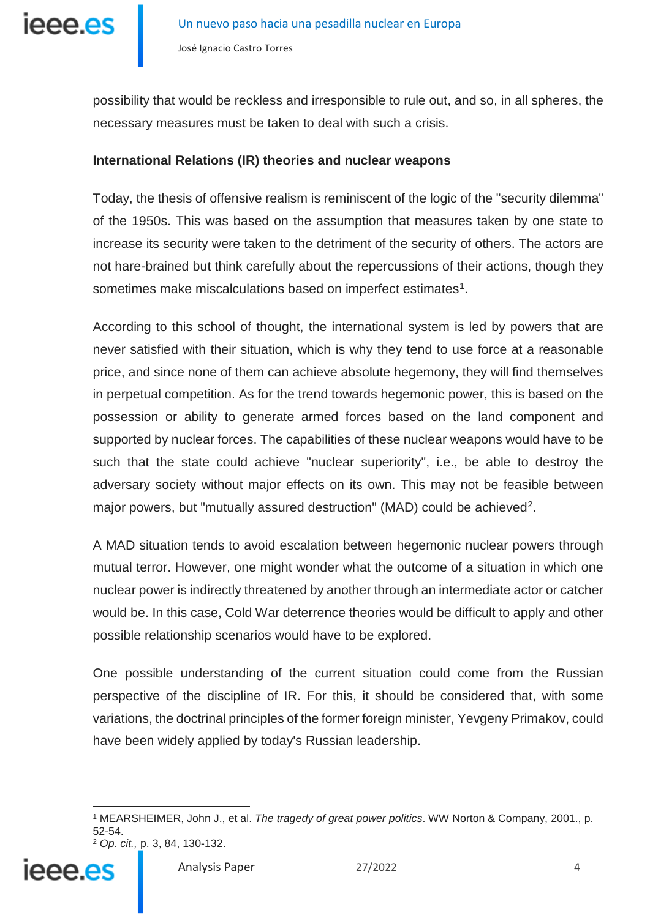possibility that would be reckless and irresponsible to rule out, and so, in all spheres, the necessary measures must be taken to deal with such a crisis.

**International Relations (IR) theories and nuclear weapons**

Today, the thesis of offensive realism is reminiscent of the logic of the "security dilemma" of the 1950s. This was based on the assumption that measures taken by one state to increase its security were taken to the detriment of the security of others. The actors are not hare-brained but think carefully about the repercussions of their actions, though they sometimes make miscalculations based on imperfect estimates[1].

According to this school of thought, the international system is led by powers that are never satisfied with their situation, which is why they tend to use force at a reasonable price, and since none of them can achieve absolute hegemony, they will find themselves in perpetual competition. As for the trend towards hegemonic power, this is based on the possession or ability to generate armed forces based on the land component and supported by nuclear forces. The capabilities of these nuclear weapons would have to be such that the state could achieve "nuclear superiority", i.e., be able to destroy the adversary society without major effects on its own. This may not be feasible between major powers, but "mutually assured destruction" (MAD) could be achieved[2].

A MAD situation tends to avoid escalation between hegemonic nuclear powers through mutual terror. However, one might wonder what the outcome of a situation in which one nuclear power is indirectly threatened by another through an intermediate actor or catcher would be. In this case, Cold War deterrence theories would be difficult to apply and other possible relationship scenarios would have to be explored.

One possible understanding of the current situation could come from the Russian perspective of the discipline of IR. For this, it should be considered that, with some variations, the doctrinal principles of the former foreign minister, Yevgeny Primakov, could have been widely applied by today's Russian leadership.

---

[1] MEARSHEIMER, John J., et al. *The tragedy of great power politics*. WW Norton & Company, 2001., p. 52-54.

[2] *Op. cit.,* p. 3, 84, 130-132.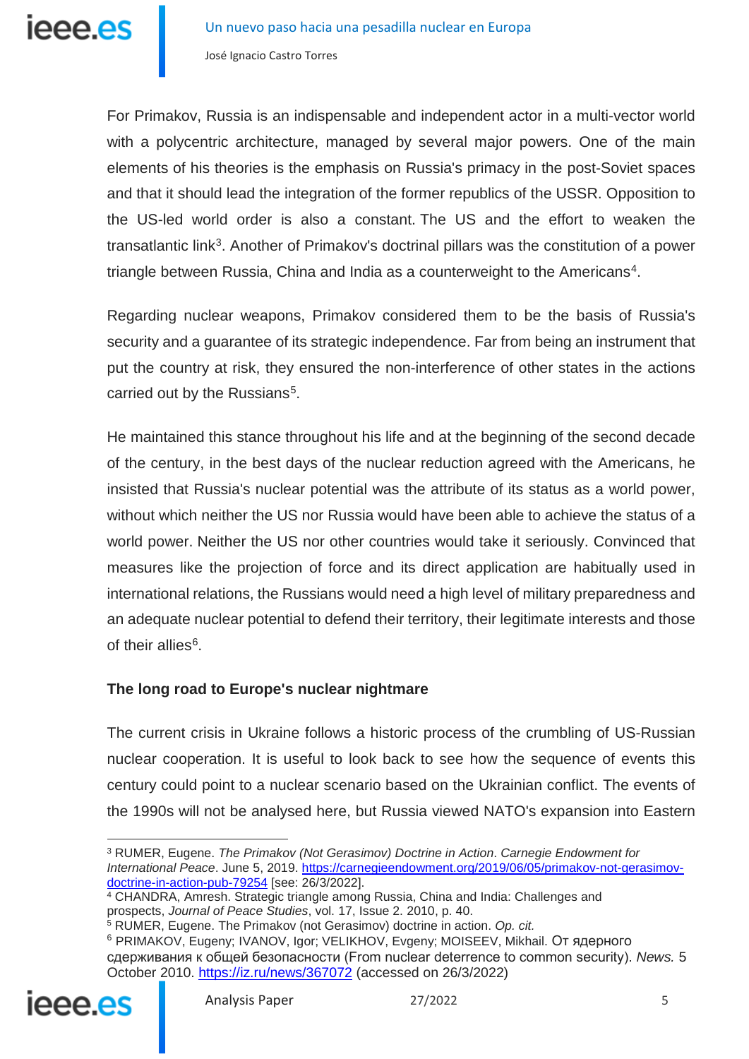For Primakov, Russia is an indispensable and independent actor in a multi-vector world with a polycentric architecture, managed by several major powers. One of the main elements of his theories is the emphasis on Russia's primacy in the post-Soviet spaces and that it should lead the integration of the former republics of the USSR. Opposition to the US-led world order is also a constant. The US and the effort to weaken the transatlantic link[3]. Another of Primakov's doctrinal pillars was the constitution of a power triangle between Russia, China and India as a counterweight to the Americans[4].

Regarding nuclear weapons, Primakov considered them to be the basis of Russia's security and a guarantee of its strategic independence. Far from being an instrument that put the country at risk, they ensured the non-interference of other states in the actions carried out by the Russians[5].

He maintained this stance throughout his life and at the beginning of the second decade of the century, in the best days of the nuclear reduction agreed with the Americans, he insisted that Russia's nuclear potential was the attribute of its status as a world power, without which neither the US nor Russia would have been able to achieve the status of a world power. Neither the US nor other countries would take it seriously. Convinced that measures like the projection of force and its direct application are habitually used in international relations, the Russians would need a high level of military preparedness and an adequate nuclear potential to defend their territory, their legitimate interests and those of their allies[6].

## The long road to Europe's nuclear nightmare

The current crisis in Ukraine follows a historic process of the crumbling of US-Russian nuclear cooperation. It is useful to look back to see how the sequence of events this century could point to a nuclear scenario based on the Ukrainian conflict. The events of the 1990s will not be analysed here, but Russia viewed NATO's expansion into Eastern

---

[3] RUMER, Eugene. *The Primakov (Not Gerasimov) Doctrine in Action*. *Carnegie Endowment for International Peace*. June 5, 2019. https://carnegieendowment.org/2019/06/05/primakov-not-gerasimov-doctrine-in-action-pub-79254 [see: 26/3/2022].

[4] CHANDRA, Amresh. Strategic triangle among Russia, China and India: Challenges and prospects, *Journal of Peace Studies*, vol. 17, Issue 2. 2010, p. 40.

[5] RUMER, Eugene. The Primakov (not Gerasimov) doctrine in action. *Op. cit.*

[6] PRIMAKOV, Eugeny; IVANOV, Igor; VELIKHOV, Evgeny; MOISEEV, Mikhail. От ядерного сдерживания к общей безопасности (From nuclear deterrence to common security). *News.* 5 October 2010. https://iz.ru/news/367072 (accessed on 26/3/2022)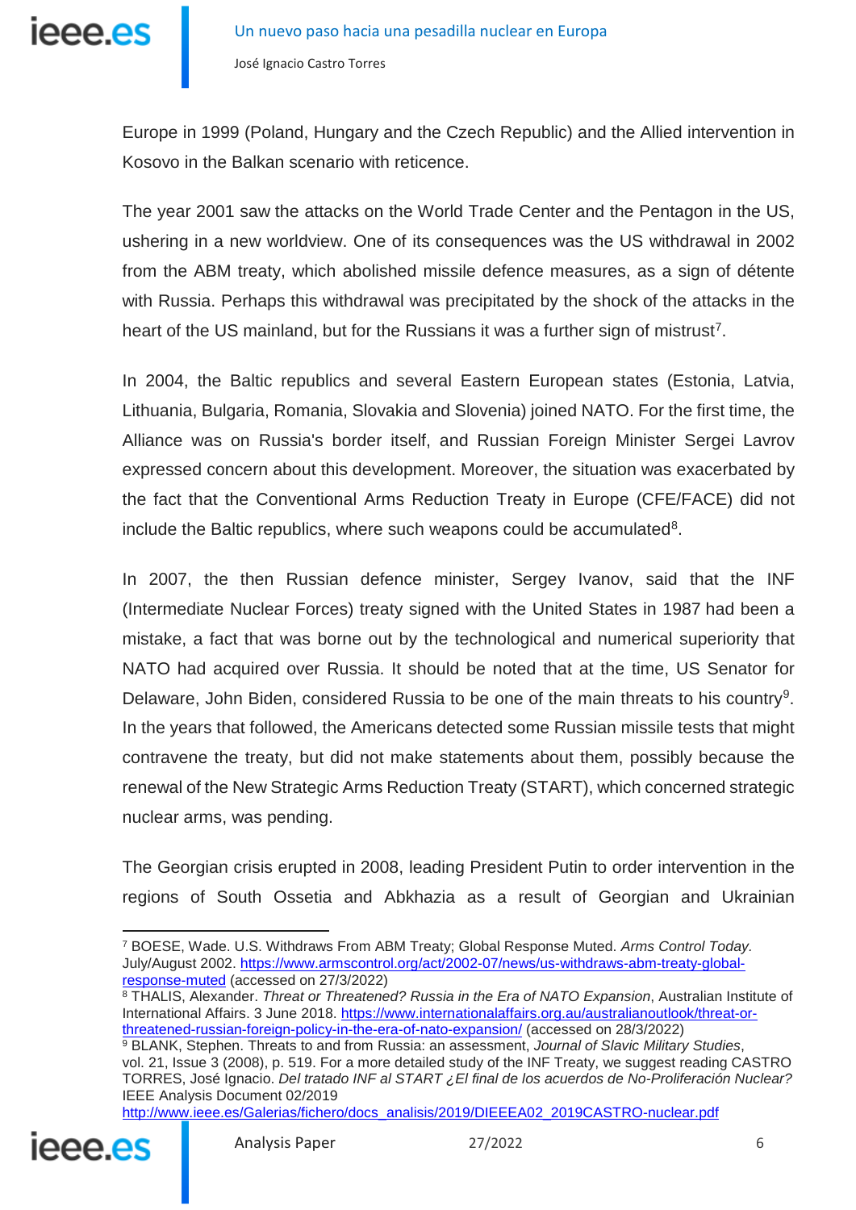Europe in 1999 (Poland, Hungary and the Czech Republic) and the Allied intervention in Kosovo in the Balkan scenario with reticence.

The year 2001 saw the attacks on the World Trade Center and the Pentagon in the US, ushering in a new worldview. One of its consequences was the US withdrawal in 2002 from the ABM treaty, which abolished missile defence measures, as a sign of détente with Russia. Perhaps this withdrawal was precipitated by the shock of the attacks in the heart of the US mainland, but for the Russians it was a further sign of mistrust[7].

In 2004, the Baltic republics and several Eastern European states (Estonia, Latvia, Lithuania, Bulgaria, Romania, Slovakia and Slovenia) joined NATO. For the first time, the Alliance was on Russia's border itself, and Russian Foreign Minister Sergei Lavrov expressed concern about this development. Moreover, the situation was exacerbated by the fact that the Conventional Arms Reduction Treaty in Europe (CFE/FACE) did not include the Baltic republics, where such weapons could be accumulated[8].

In 2007, the then Russian defence minister, Sergey Ivanov, said that the INF (Intermediate Nuclear Forces) treaty signed with the United States in 1987 had been a mistake, a fact that was borne out by the technological and numerical superiority that NATO had acquired over Russia. It should be noted that at the time, US Senator for Delaware, John Biden, considered Russia to be one of the main threats to his country[9]. In the years that followed, the Americans detected some Russian missile tests that might contravene the treaty, but did not make statements about them, possibly because the renewal of the New Strategic Arms Reduction Treaty (START), which concerned strategic nuclear arms, was pending.

The Georgian crisis erupted in 2008, leading President Putin to order intervention in the regions of South Ossetia and Abkhazia as a result of Georgian and Ukrainian

---

[7] BOESE, Wade. U.S. Withdraws From ABM Treaty; Global Response Muted. *Arms Control Today.* July/August 2002. https://www.armscontrol.org/act/2002-07/news/us-withdraws-abm-treaty-global-response-muted (accessed on 27/3/2022)

[8] THALIS, Alexander. *Threat or Threatened? Russia in the Era of NATO Expansion*, Australian Institute of International Affairs. 3 June 2018. https://www.internationalaffairs.org.au/australianoutlook/threat-or-threatened-russian-foreign-policy-in-the-era-of-nato-expansion/ (accessed on 28/3/2022)

[9] BLANK, Stephen. Threats to and from Russia: an assessment, *Journal of Slavic Military Studies*, vol. 21, Issue 3 (2008), p. 519. For a more detailed study of the INF Treaty, we suggest reading CASTRO TORRES, José Ignacio. *Del tratado INF al START ¿El final de los acuerdos de No-Proliferación Nuclear?* IEEE Analysis Document 02/2019 http://www.ieee.es/Galerias/fichero/docs_analisis/2019/DIEEEA02_2019CASTRO-nuclear.pdf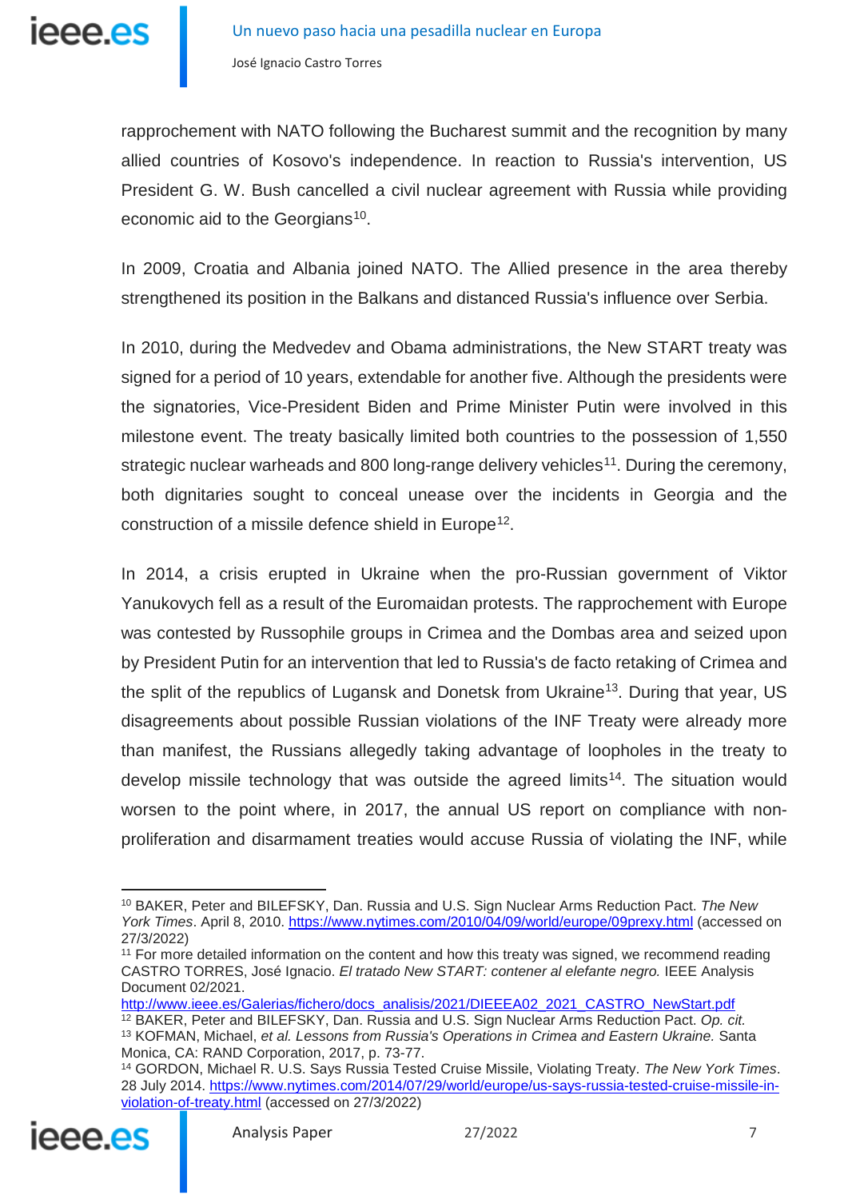rapprochement with NATO following the Bucharest summit and the recognition by many allied countries of Kosovo's independence. In reaction to Russia's intervention, US President G. W. Bush cancelled a civil nuclear agreement with Russia while providing economic aid to the Georgians[10].

In 2009, Croatia and Albania joined NATO. The Allied presence in the area thereby strengthened its position in the Balkans and distanced Russia's influence over Serbia.

In 2010, during the Medvedev and Obama administrations, the New START treaty was signed for a period of 10 years, extendable for another five. Although the presidents were the signatories, Vice-President Biden and Prime Minister Putin were involved in this milestone event. The treaty basically limited both countries to the possession of 1,550 strategic nuclear warheads and 800 long-range delivery vehicles[11]. During the ceremony, both dignitaries sought to conceal unease over the incidents in Georgia and the construction of a missile defence shield in Europe[12].

In 2014, a crisis erupted in Ukraine when the pro-Russian government of Viktor Yanukovych fell as a result of the Euromaidan protests. The rapprochement with Europe was contested by Russophile groups in Crimea and the Dombas area and seized upon by President Putin for an intervention that led to Russia's de facto retaking of Crimea and the split of the republics of Lugansk and Donetsk from Ukraine[13]. During that year, US disagreements about possible Russian violations of the INF Treaty were already more than manifest, the Russians allegedly taking advantage of loopholes in the treaty to develop missile technology that was outside the agreed limits[14]. The situation would worsen to the point where, in 2017, the annual US report on compliance with non-proliferation and disarmament treaties would accuse Russia of violating the INF, while

---

[10] BAKER, Peter and BILEFSKY, Dan. Russia and U.S. Sign Nuclear Arms Reduction Pact. *The New York Times*. April 8, 2010. https://www.nytimes.com/2010/04/09/world/europe/09prexy.html (accessed on 27/3/2022)

[11] For more detailed information on the content and how this treaty was signed, we recommend reading CASTRO TORRES, José Ignacio. *El tratado New START: contener al elefante negro.* IEEE Analysis Document 02/2021. http://www.ieee.es/Galerias/fichero/docs_analisis/2021/DIEEEA02_2021_CASTRO_NewStart.pdf

[12] BAKER, Peter and BILEFSKY, Dan. Russia and U.S. Sign Nuclear Arms Reduction Pact. *Op. cit.*

[13] KOFMAN, Michael, *et al. Lessons from Russia's Operations in Crimea and Eastern Ukraine.* Santa Monica, CA: RAND Corporation, 2017, p. 73-77.

[14] GORDON, Michael R. U.S. Says Russia Tested Cruise Missile, Violating Treaty. *The New York Times*. 28 July 2014. https://www.nytimes.com/2014/07/29/world/europe/us-says-russia-tested-cruise-missile-in-violation-of-treaty.html (accessed on 27/3/2022)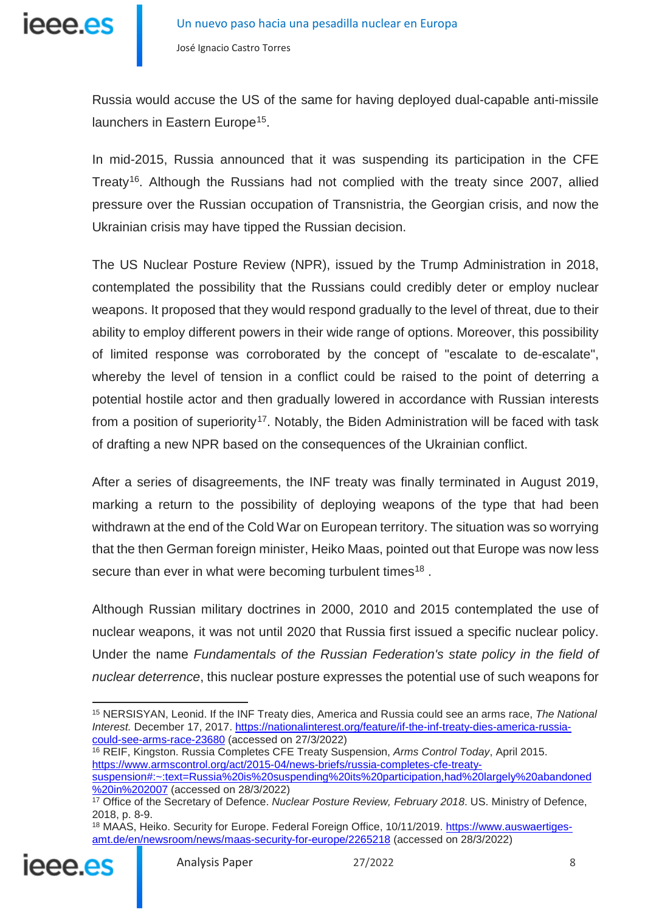Russia would accuse the US of the same for having deployed dual-capable anti-missile launchers in Eastern Europe[15].

In mid-2015, Russia announced that it was suspending its participation in the CFE Treaty[16]. Although the Russians had not complied with the treaty since 2007, allied pressure over the Russian occupation of Transnistria, the Georgian crisis, and now the Ukrainian crisis may have tipped the Russian decision.

The US Nuclear Posture Review (NPR), issued by the Trump Administration in 2018, contemplated the possibility that the Russians could credibly deter or employ nuclear weapons. It proposed that they would respond gradually to the level of threat, due to their ability to employ different powers in their wide range of options. Moreover, this possibility of limited response was corroborated by the concept of "escalate to de-escalate", whereby the level of tension in a conflict could be raised to the point of deterring a potential hostile actor and then gradually lowered in accordance with Russian interests from a position of superiority[17]. Notably, the Biden Administration will be faced with task of drafting a new NPR based on the consequences of the Ukrainian conflict.

After a series of disagreements, the INF treaty was finally terminated in August 2019, marking a return to the possibility of deploying weapons of the type that had been withdrawn at the end of the Cold War on European territory. The situation was so worrying that the then German foreign minister, Heiko Maas, pointed out that Europe was now less secure than ever in what were becoming turbulent times[18] .

Although Russian military doctrines in 2000, 2010 and 2015 contemplated the use of nuclear weapons, it was not until 2020 that Russia first issued a specific nuclear policy. Under the name *Fundamentals of the Russian Federation's state policy in the field of nuclear deterrence*, this nuclear posture expresses the potential use of such weapons for

---

[15] NERSISYAN, Leonid. If the INF Treaty dies, America and Russia could see an arms race, *The National Interest.* December 17, 2017. https://nationalinterest.org/feature/if-the-inf-treaty-dies-america-russia-could-see-arms-race-23680 (accessed on 27/3/2022)

[16] REIF, Kingston. Russia Completes CFE Treaty Suspension, *Arms Control Today*, April 2015. https://www.armscontrol.org/act/2015-04/news-briefs/russia-completes-cfe-treaty-suspension#:~:text=Russia%20is%20suspending%20its%20participation,had%20largely%20abandoned%20in%202007 (accessed on 28/3/2022)

[17] Office of the Secretary of Defence. *Nuclear Posture Review, February 2018*. US. Ministry of Defence, 2018, p. 8-9.

[18] MAAS, Heiko. Security for Europe. Federal Foreign Office, 10/11/2019. https://www.auswaertiges-amt.de/en/newsroom/news/maas-security-for-europe/2265218 (accessed on 28/3/2022)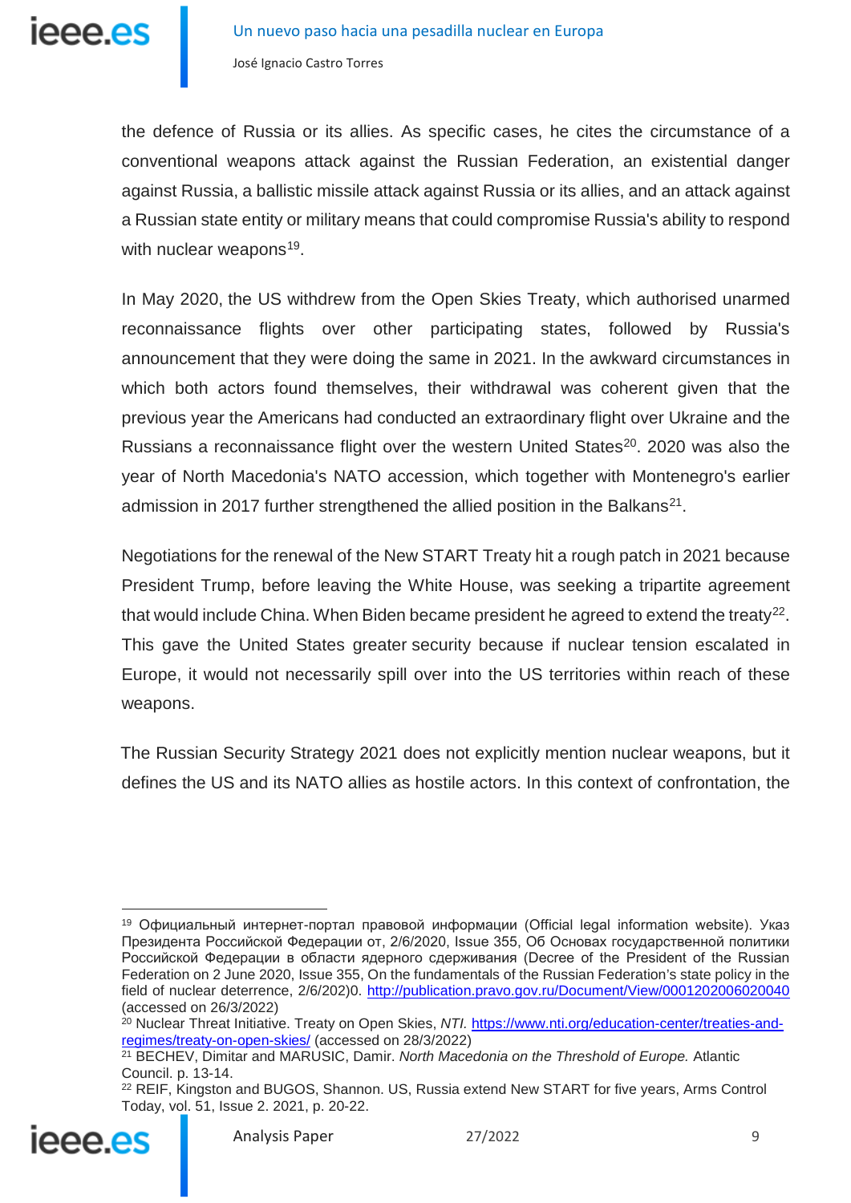the defence of Russia or its allies. As specific cases, he cites the circumstance of a conventional weapons attack against the Russian Federation, an existential danger against Russia, a ballistic missile attack against Russia or its allies, and an attack against a Russian state entity or military means that could compromise Russia's ability to respond with nuclear weapons[19].

In May 2020, the US withdrew from the Open Skies Treaty, which authorised unarmed reconnaissance flights over other participating states, followed by Russia's announcement that they were doing the same in 2021. In the awkward circumstances in which both actors found themselves, their withdrawal was coherent given that the previous year the Americans had conducted an extraordinary flight over Ukraine and the Russians a reconnaissance flight over the western United States[20]. 2020 was also the year of North Macedonia's NATO accession, which together with Montenegro's earlier admission in 2017 further strengthened the allied position in the Balkans[21].

Negotiations for the renewal of the New START Treaty hit a rough patch in 2021 because President Trump, before leaving the White House, was seeking a tripartite agreement that would include China. When Biden became president he agreed to extend the treaty[22]. This gave the United States greater security because if nuclear tension escalated in Europe, it would not necessarily spill over into the US territories within reach of these weapons.

The Russian Security Strategy 2021 does not explicitly mention nuclear weapons, but it defines the US and its NATO allies as hostile actors. In this context of confrontation, the

---

[19] Официальный интернет-портал правовой информации (Official legal information website). Указ Президента Российской Федерации от, 2/6/2020, Issue 355, Об Основах государственной политики Российской Федерации в области ядерного сдерживания (Decree of the President of the Russian Federation on 2 June 2020, Issue 355, On the fundamentals of the Russian Federation's state policy in the field of nuclear deterrence, 2/6/202)0. http://publication.pravo.gov.ru/Document/View/0001202006020040 (accessed on 26/3/2022)

[20] Nuclear Threat Initiative. Treaty on Open Skies, *NTI.* https://www.nti.org/education-center/treaties-and-regimes/treaty-on-open-skies/ (accessed on 28/3/2022)

[21] BECHEV, Dimitar and MARUSIC, Damir. *North Macedonia on the Threshold of Europe.* Atlantic Council. p. 13-14.

[22] REIF, Kingston and BUGOS, Shannon. US, Russia extend New START for five years, Arms Control Today, vol. 51, Issue 2. 2021, p. 20-22.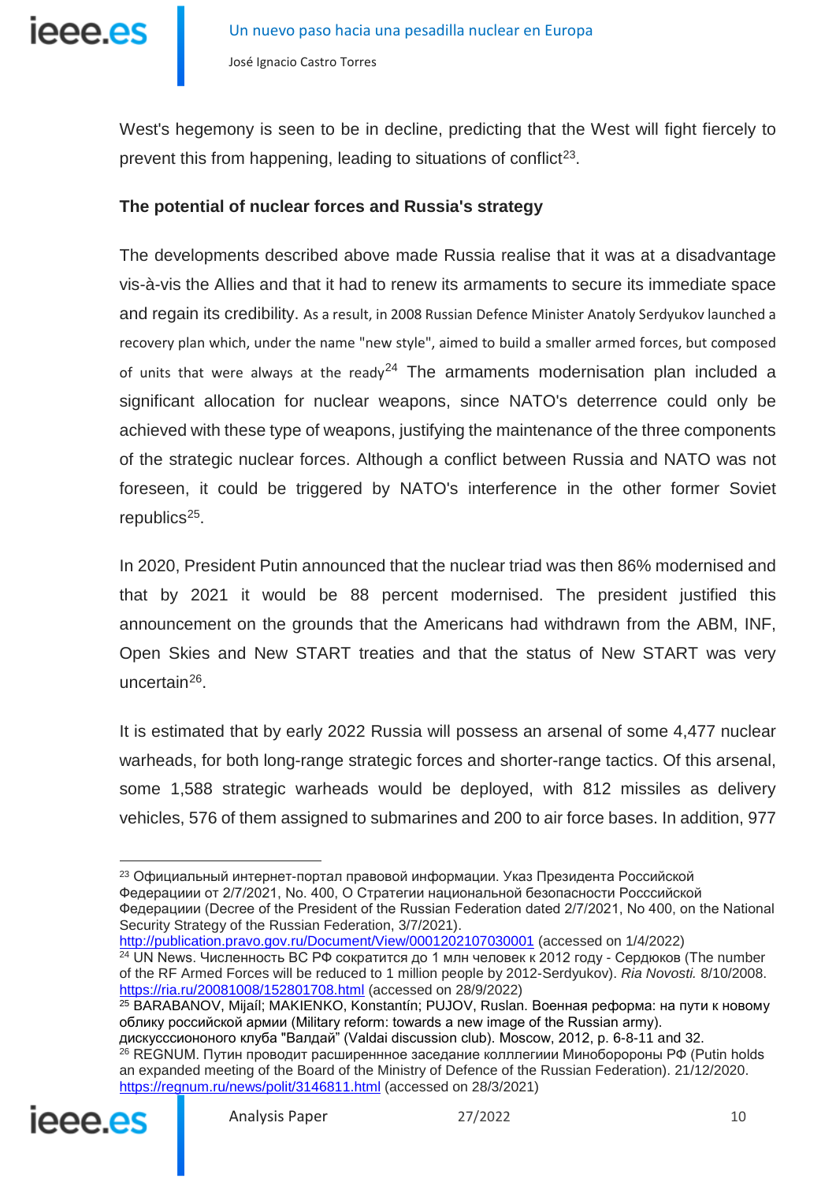West's hegemony is seen to be in decline, predicting that the West will fight fiercely to prevent this from happening, leading to situations of conflict[23].

**The potential of nuclear forces and Russia's strategy**

The developments described above made Russia realise that it was at a disadvantage vis-à-vis the Allies and that it had to renew its armaments to secure its immediate space and regain its credibility. As a result, in 2008 Russian Defence Minister Anatoly Serdyukov launched a recovery plan which, under the name "new style", aimed to build a smaller armed forces, but composed of units that were always at the ready[24] The armaments modernisation plan included a significant allocation for nuclear weapons, since NATO's deterrence could only be achieved with these type of weapons, justifying the maintenance of the three components of the strategic nuclear forces. Although a conflict between Russia and NATO was not foreseen, it could be triggered by NATO's interference in the other former Soviet republics[25].

In 2020, President Putin announced that the nuclear triad was then 86% modernised and that by 2021 it would be 88 percent modernised. The president justified this announcement on the grounds that the Americans had withdrawn from the ABM, INF, Open Skies and New START treaties and that the status of New START was very uncertain[26].

It is estimated that by early 2022 Russia will possess an arsenal of some 4,477 nuclear warheads, for both long-range strategic forces and shorter-range tactics. Of this arsenal, some 1,588 strategic warheads would be deployed, with 812 missiles as delivery vehicles, 576 of them assigned to submarines and 200 to air force bases. In addition, 977

---

[23] Официальный интернет-портал правовой информации. Указ Президента Российской Федерации от 2/7/2021, No. 400, О Стратегии национальной безопасности Росссийской Федерации (Decree of the President of the Russian Federation dated 2/7/2021, No 400, on the National Security Strategy of the Russian Federation, 3/7/2021). http://publication.pravo.gov.ru/Document/View/0001202107030001 (accessed on 1/4/2022)

[24] UN News. Численность ВС РФ сократится до 1 млн человек к 2012 году - Сердюков (The number of the RF Armed Forces will be reduced to 1 million people by 2012-Serdyukov). *Ria Novosti.* 8/10/2008. https://ria.ru/20081008/152801708.html (accessed on 28/9/2022)

[25] BARABANOV, Mijaíl; MAKIENKO, Konstantín; PUJOV, Ruslan. Военная реформа: на пути к новому облику российской армии (Military reform: towards a new image of the Russian army). дискусссиононого клуба "Валдай" (Valdai discussion club). Moscow, 2012, p. 6-8-11 and 32.

[26] REGNUM. Путин проводит расширенннное заседание коллегиии Минобророны РФ (Putin holds an expanded meeting of the Board of the Ministry of Defence of the Russian Federation). 21/12/2020. https://regnum.ru/news/polit/3146811.html (accessed on 28/3/2021)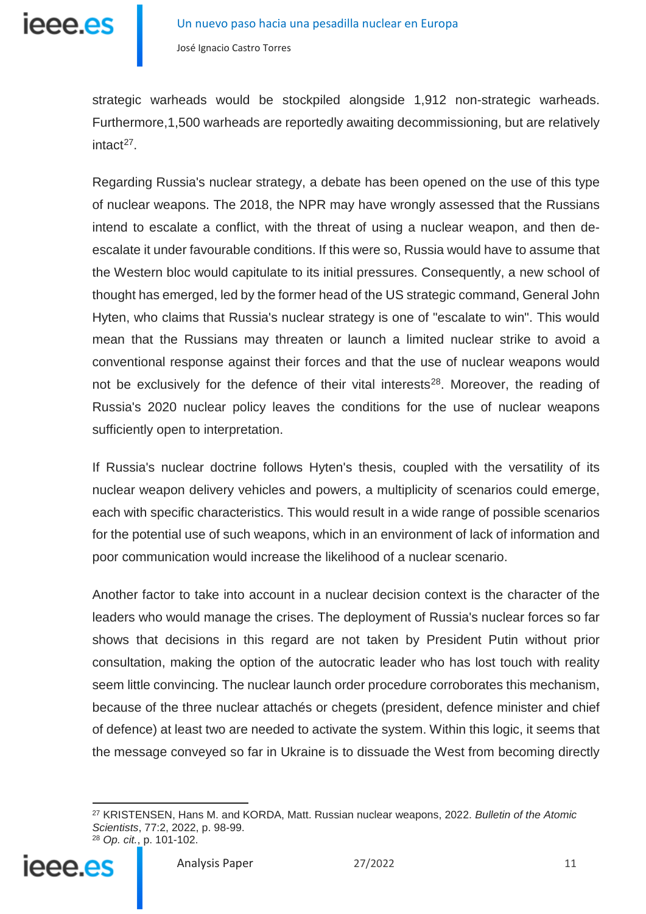strategic warheads would be stockpiled alongside 1,912 non-strategic warheads. Furthermore,1,500 warheads are reportedly awaiting decommissioning, but are relatively intact[27].

Regarding Russia's nuclear strategy, a debate has been opened on the use of this type of nuclear weapons. The 2018, the NPR may have wrongly assessed that the Russians intend to escalate a conflict, with the threat of using a nuclear weapon, and then de-escalate it under favourable conditions. If this were so, Russia would have to assume that the Western bloc would capitulate to its initial pressures. Consequently, a new school of thought has emerged, led by the former head of the US strategic command, General John Hyten, who claims that Russia's nuclear strategy is one of "escalate to win". This would mean that the Russians may threaten or launch a limited nuclear strike to avoid a conventional response against their forces and that the use of nuclear weapons would not be exclusively for the defence of their vital interests[28]. Moreover, the reading of Russia's 2020 nuclear policy leaves the conditions for the use of nuclear weapons sufficiently open to interpretation.

If Russia's nuclear doctrine follows Hyten's thesis, coupled with the versatility of its nuclear weapon delivery vehicles and powers, a multiplicity of scenarios could emerge, each with specific characteristics. This would result in a wide range of possible scenarios for the potential use of such weapons, which in an environment of lack of information and poor communication would increase the likelihood of a nuclear scenario.

Another factor to take into account in a nuclear decision context is the character of the leaders who would manage the crises. The deployment of Russia's nuclear forces so far shows that decisions in this regard are not taken by President Putin without prior consultation, making the option of the autocratic leader who has lost touch with reality seem little convincing. The nuclear launch order procedure corroborates this mechanism, because of the three nuclear attachés or chegets (president, defence minister and chief of defence) at least two are needed to activate the system. Within this logic, it seems that the message conveyed so far in Ukraine is to dissuade the West from becoming directly

---

[27] KRISTENSEN, Hans M. and KORDA, Matt. Russian nuclear weapons, 2022. *Bulletin of the Atomic Scientists*, 77:2, 2022, p. 98-99.

[28] *Op. cit.*, p. 101-102.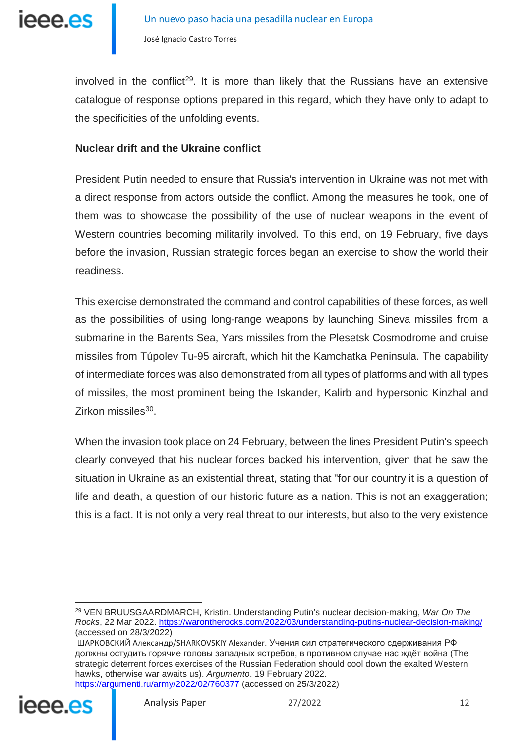involved in the conflict[29]. It is more than likely that the Russians have an extensive catalogue of response options prepared in this regard, which they have only to adapt to the specificities of the unfolding events.

**Nuclear drift and the Ukraine conflict**

President Putin needed to ensure that Russia's intervention in Ukraine was not met with a direct response from actors outside the conflict. Among the measures he took, one of them was to showcase the possibility of the use of nuclear weapons in the event of Western countries becoming militarily involved. To this end, on 19 February, five days before the invasion, Russian strategic forces began an exercise to show the world their readiness.

This exercise demonstrated the command and control capabilities of these forces, as well as the possibilities of using long-range weapons by launching Sineva missiles from a submarine in the Barents Sea, Yars missiles from the Plesetsk Cosmodrome and cruise missiles from Túpolev Tu-95 aircraft, which hit the Kamchatka Peninsula. The capability of intermediate forces was also demonstrated from all types of platforms and with all types of missiles, the most prominent being the Iskander, Kalirb and hypersonic Kinzhal and Zirkon missiles[30].

When the invasion took place on 24 February, between the lines President Putin's speech clearly conveyed that his nuclear forces backed his intervention, given that he saw the situation in Ukraine as an existential threat, stating that "for our country it is a question of life and death, a question of our historic future as a nation. This is not an exaggeration; this is a fact. It is not only a very real threat to our interests, but also to the very existence

---

[29] VEN BRUUSGAARDMARCH, Kristin. Understanding Putin's nuclear decision-making, *War On The Rocks*, 22 Mar 2022. https://warontherocks.com/2022/03/understanding-putins-nuclear-decision-making/ (accessed on 28/3/2022)

[30] ШАРКОВСКИЙ Александр/SHARKOVSKIY Alexander. Учения сил стратегического сдерживания РФ должны остудить горячие головы западных ястребов, в противном случае нас ждёт война (The strategic deterrent forces exercises of the Russian Federation should cool down the exalted Western hawks, otherwise war awaits us). *Argumento*. 19 February 2022. https://argumenti.ru/army/2022/02/760377 (accessed on 25/3/2022)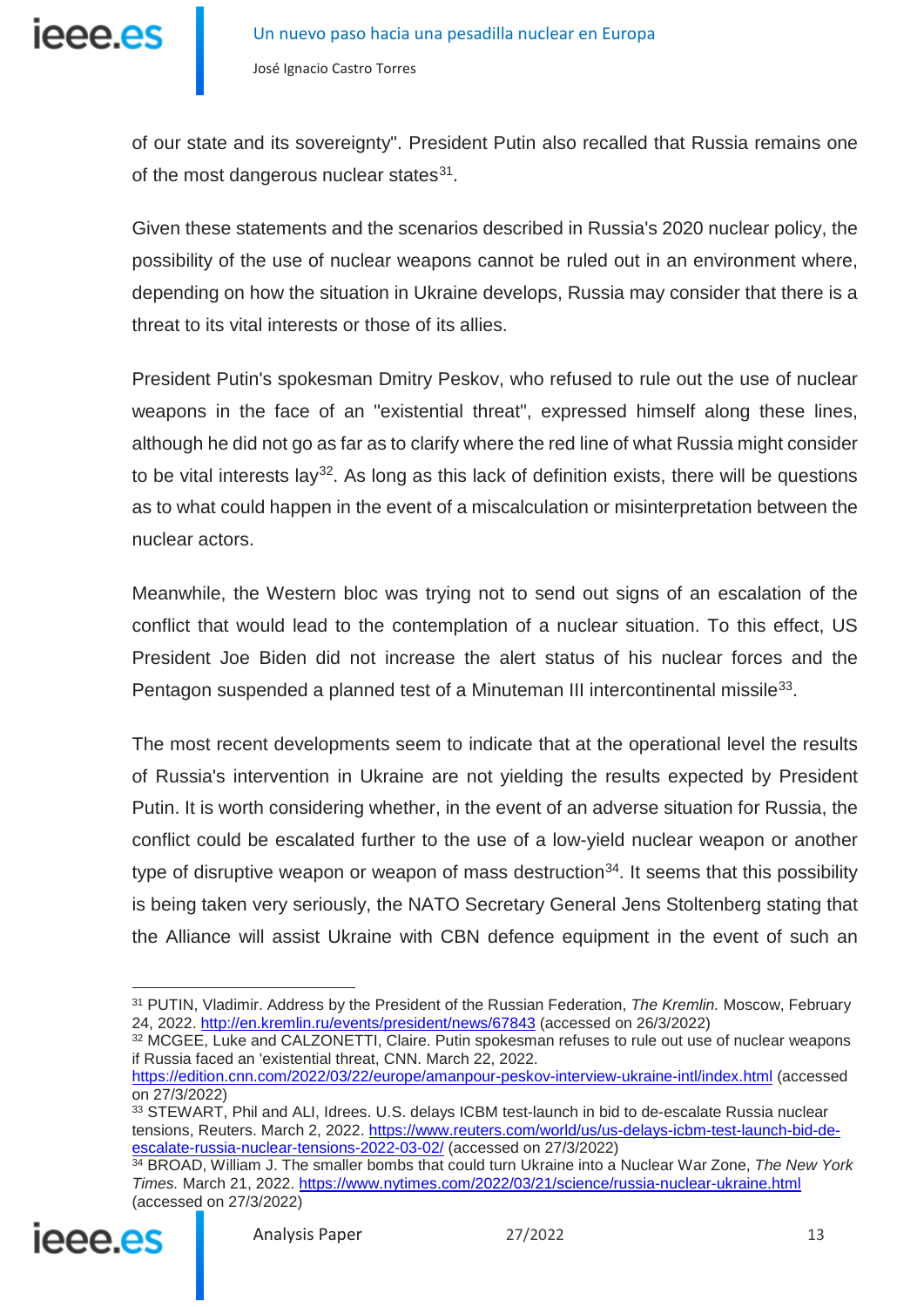of our state and its sovereignty". President Putin also recalled that Russia remains one of the most dangerous nuclear states[31].

Given these statements and the scenarios described in Russia's 2020 nuclear policy, the possibility of the use of nuclear weapons cannot be ruled out in an environment where, depending on how the situation in Ukraine develops, Russia may consider that there is a threat to its vital interests or those of its allies.

President Putin's spokesman Dmitry Peskov, who refused to rule out the use of nuclear weapons in the face of an "existential threat", expressed himself along these lines, although he did not go as far as to clarify where the red line of what Russia might consider to be vital interests lay[32]. As long as this lack of definition exists, there will be questions as to what could happen in the event of a miscalculation or misinterpretation between the nuclear actors.

Meanwhile, the Western bloc was trying not to send out signs of an escalation of the conflict that would lead to the contemplation of a nuclear situation. To this effect, US President Joe Biden did not increase the alert status of his nuclear forces and the Pentagon suspended a planned test of a Minuteman III intercontinental missile[33].

The most recent developments seem to indicate that at the operational level the results of Russia's intervention in Ukraine are not yielding the results expected by President Putin. It is worth considering whether, in the event of an adverse situation for Russia, the conflict could be escalated further to the use of a low-yield nuclear weapon or another type of disruptive weapon or weapon of mass destruction[34]. It seems that this possibility is being taken very seriously, the NATO Secretary General Jens Stoltenberg stating that the Alliance will assist Ukraine with CBN defence equipment in the event of such an

---

[31] PUTIN, Vladimir. Address by the President of the Russian Federation, *The Kremlin.* Moscow, February 24, 2022. http://en.kremlin.ru/events/president/news/67843 (accessed on 26/3/2022)

[32] MCGEE, Luke and CALZONETTI, Claire. Putin spokesman refuses to rule out use of nuclear weapons if Russia faced an 'existential threat, CNN. March 22, 2022. https://edition.cnn.com/2022/03/22/europe/amanpour-peskov-interview-ukraine-intl/index.html (accessed on 27/3/2022)

[33] STEWART, Phil and ALI, Idrees. U.S. delays ICBM test-launch in bid to de-escalate Russia nuclear tensions, Reuters. March 2, 2022. https://www.reuters.com/world/us/us-delays-icbm-test-launch-bid-de-escalate-russia-nuclear-tensions-2022-03-02/ (accessed on 27/3/2022)

[34] BROAD, William J. The smaller bombs that could turn Ukraine into a Nuclear War Zone, *The New York Times.* March 21, 2022. https://www.nytimes.com/2022/03/21/science/russia-nuclear-ukraine.html (accessed on 27/3/2022)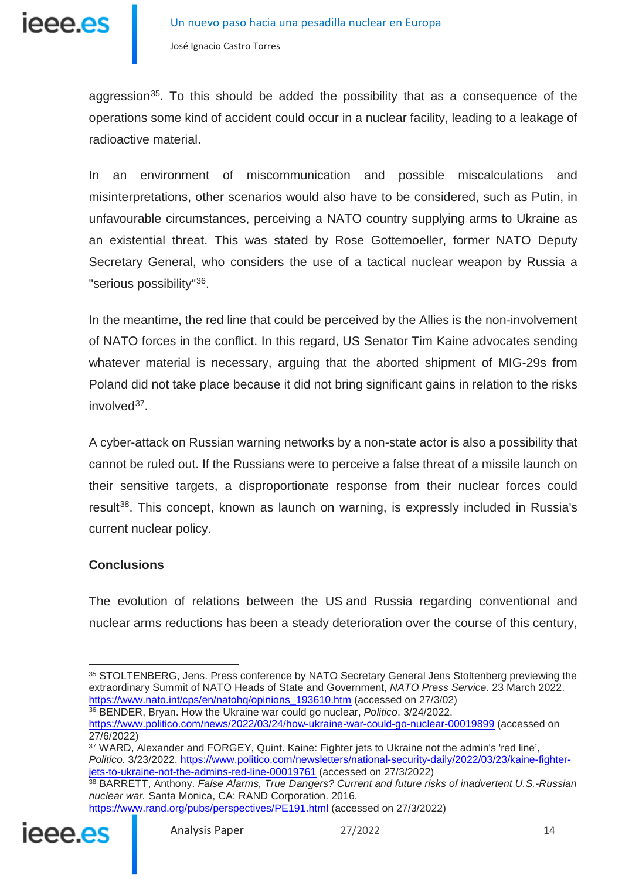aggression[35]. To this should be added the possibility that as a consequence of the operations some kind of accident could occur in a nuclear facility, leading to a leakage of radioactive material.

In an environment of miscommunication and possible miscalculations and misinterpretations, other scenarios would also have to be considered, such as Putin, in unfavourable circumstances, perceiving a NATO country supplying arms to Ukraine as an existential threat. This was stated by Rose Gottemoeller, former NATO Deputy Secretary General, who considers the use of a tactical nuclear weapon by Russia a "serious possibility"[36].

In the meantime, the red line that could be perceived by the Allies is the non-involvement of NATO forces in the conflict. In this regard, US Senator Tim Kaine advocates sending whatever material is necessary, arguing that the aborted shipment of MIG-29s from Poland did not take place because it did not bring significant gains in relation to the risks involved[37].

A cyber-attack on Russian warning networks by a non-state actor is also a possibility that cannot be ruled out. If the Russians were to perceive a false threat of a missile launch on their sensitive targets, a disproportionate response from their nuclear forces could result[38]. This concept, known as launch on warning, is expressly included in Russia's current nuclear policy.

## Conclusions

The evolution of relations between the US and Russia regarding conventional and nuclear arms reductions has been a steady deterioration over the course of this century,

---

[35] STOLTENBERG, Jens. Press conference by NATO Secretary General Jens Stoltenberg previewing the extraordinary Summit of NATO Heads of State and Government, *NATO Press Service.* 23 March 2022. https://www.nato.int/cps/en/natohq/opinions_193610.htm (accessed on 27/3/02)

[36] BENDER, Bryan. How the Ukraine war could go nuclear, *Politico*. 3/24/2022. https://www.politico.com/news/2022/03/24/how-ukraine-war-could-go-nuclear-00019899 (accessed on 27/6/2022)

[37] WARD, Alexander and FORGEY, Quint. Kaine: Fighter jets to Ukraine not the admin's 'red line', *Politico.* 3/23/2022. https://www.politico.com/newsletters/national-security-daily/2022/03/23/kaine-fighter-jets-to-ukraine-not-the-admins-red-line-00019761 (accessed on 27/3/2022)

[38] BARRETT, Anthony. *False Alarms, True Dangers? Current and future risks of inadvertent U.S.-Russian nuclear war.* Santa Monica, CA: RAND Corporation. 2016. https://www.rand.org/pubs/perspectives/PE191.html (accessed on 27/3/2022)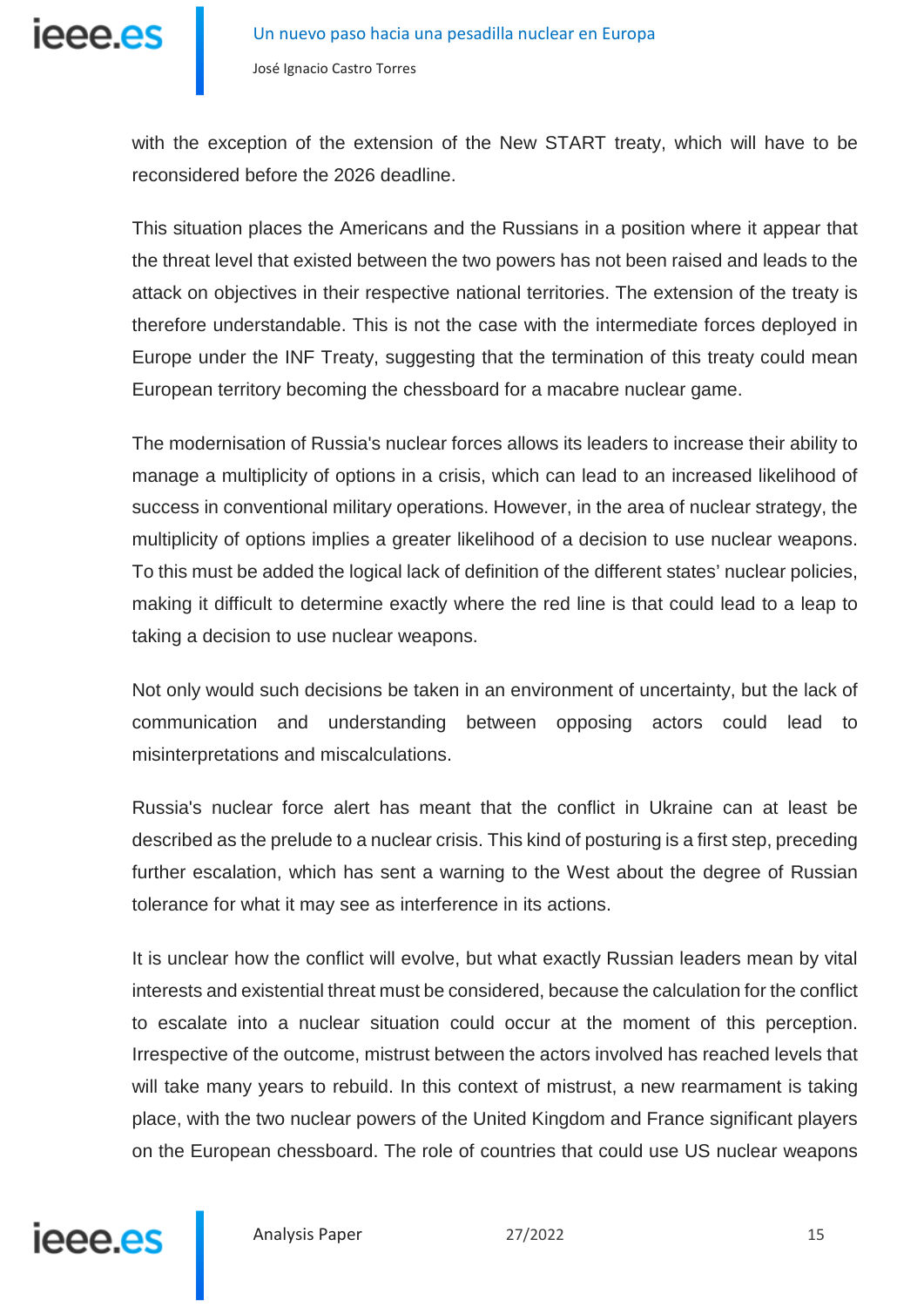with the exception of the extension of the New START treaty, which will have to be reconsidered before the 2026 deadline.

This situation places the Americans and the Russians in a position where it appear that the threat level that existed between the two powers has not been raised and leads to the attack on objectives in their respective national territories. The extension of the treaty is therefore understandable. This is not the case with the intermediate forces deployed in Europe under the INF Treaty, suggesting that the termination of this treaty could mean European territory becoming the chessboard for a macabre nuclear game.

The modernisation of Russia's nuclear forces allows its leaders to increase their ability to manage a multiplicity of options in a crisis, which can lead to an increased likelihood of success in conventional military operations. However, in the area of nuclear strategy, the multiplicity of options implies a greater likelihood of a decision to use nuclear weapons. To this must be added the logical lack of definition of the different states' nuclear policies, making it difficult to determine exactly where the red line is that could lead to a leap to taking a decision to use nuclear weapons.

Not only would such decisions be taken in an environment of uncertainty, but the lack of communication and understanding between opposing actors could lead to misinterpretations and miscalculations.

Russia's nuclear force alert has meant that the conflict in Ukraine can at least be described as the prelude to a nuclear crisis. This kind of posturing is a first step, preceding further escalation, which has sent a warning to the West about the degree of Russian tolerance for what it may see as interference in its actions.

It is unclear how the conflict will evolve, but what exactly Russian leaders mean by vital interests and existential threat must be considered, because the calculation for the conflict to escalate into a nuclear situation could occur at the moment of this perception. Irrespective of the outcome, mistrust between the actors involved has reached levels that will take many years to rebuild. In this context of mistrust, a new rearmament is taking place, with the two nuclear powers of the United Kingdom and France significant players on the European chessboard. The role of countries that could use US nuclear weapons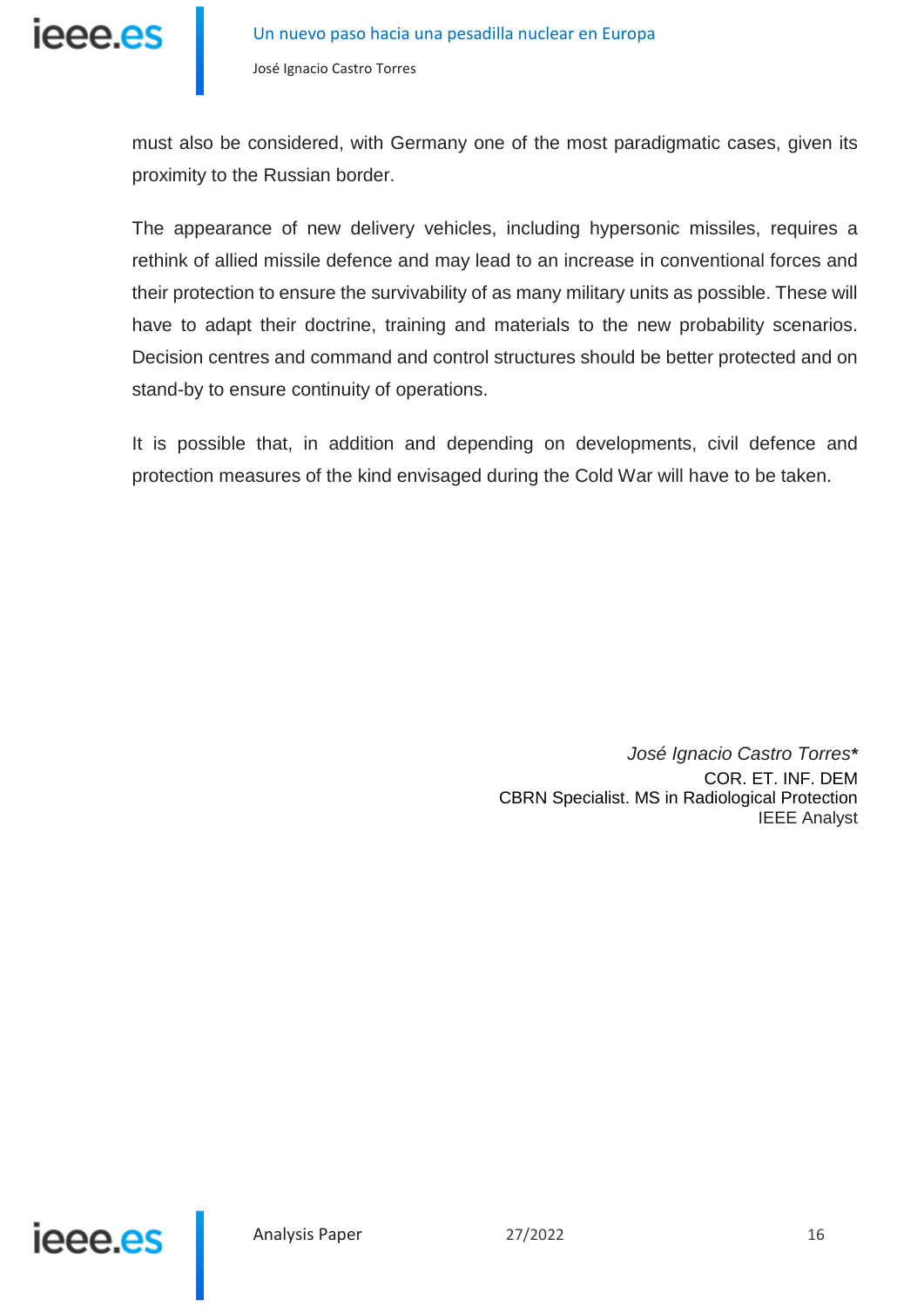must also be considered, with Germany one of the most paradigmatic cases, given its proximity to the Russian border.

The appearance of new delivery vehicles, including hypersonic missiles, requires a rethink of allied missile defence and may lead to an increase in conventional forces and their protection to ensure the survivability of as many military units as possible. These will have to adapt their doctrine, training and materials to the new probability scenarios. Decision centres and command and control structures should be better protected and on stand-by to ensure continuity of operations.

It is possible that, in addition and depending on developments, civil defence and protection measures of the kind envisaged during the Cold War will have to be taken.

*José Ignacio Castro Torres***
COR. ET. INF. DEM
CBRN Specialist. MS in Radiological Protection
IEEE Analyst